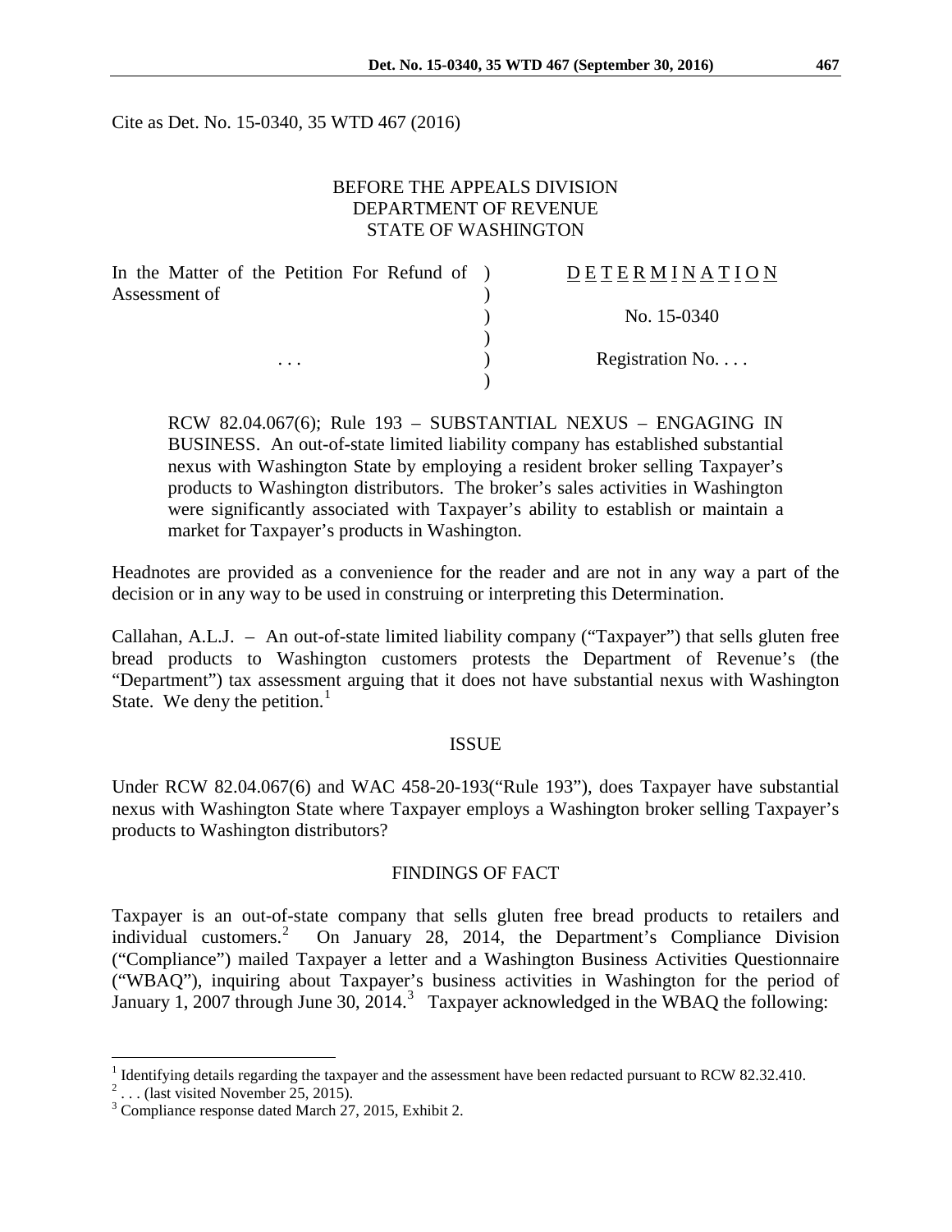Cite as Det. No. 15-0340, 35 WTD 467 (2016)

BEFORE THE APPEALS DIVISION
DEPARTMENT OF REVENUE
STATE OF WASHINGTON

| In the Matter of the Petition For Refund of Assessment of | ) | D E T E R M I N A T I O N |
|---|---|---|
| | ) | No. 15-0340 |
| . . . | ) | Registration No. . . . |

RCW 82.04.067(6); Rule 193 – SUBSTANTIAL NEXUS – ENGAGING IN BUSINESS. An out-of-state limited liability company has established substantial nexus with Washington State by employing a resident broker selling Taxpayer's products to Washington distributors. The broker's sales activities in Washington were significantly associated with Taxpayer's ability to establish or maintain a market for Taxpayer's products in Washington.

Headnotes are provided as a convenience for the reader and are not in any way a part of the decision or in any way to be used in construing or interpreting this Determination.

Callahan, A.L.J. – An out-of-state limited liability company ("Taxpayer") that sells gluten free bread products to Washington customers protests the Department of Revenue's (the "Department") tax assessment arguing that it does not have substantial nexus with Washington State. We deny the petition.[1]

## ISSUE

Under RCW 82.04.067(6) and WAC 458-20-193("Rule 193"), does Taxpayer have substantial nexus with Washington State where Taxpayer employs a Washington broker selling Taxpayer's products to Washington distributors?

## FINDINGS OF FACT

Taxpayer is an out-of-state company that sells gluten free bread products to retailers and individual customers.[2] On January 28, 2014, the Department's Compliance Division ("Compliance") mailed Taxpayer a letter and a Washington Business Activities Questionnaire ("WBAQ"), inquiring about Taxpayer's business activities in Washington for the period of January 1, 2007 through June 30, 2014.[3] Taxpayer acknowledged in the WBAQ the following:

---

[1] Identifying details regarding the taxpayer and the assessment have been redacted pursuant to RCW 82.32.410.

[2] . . . (last visited November 25, 2015).

[3] Compliance response dated March 27, 2015, Exhibit 2.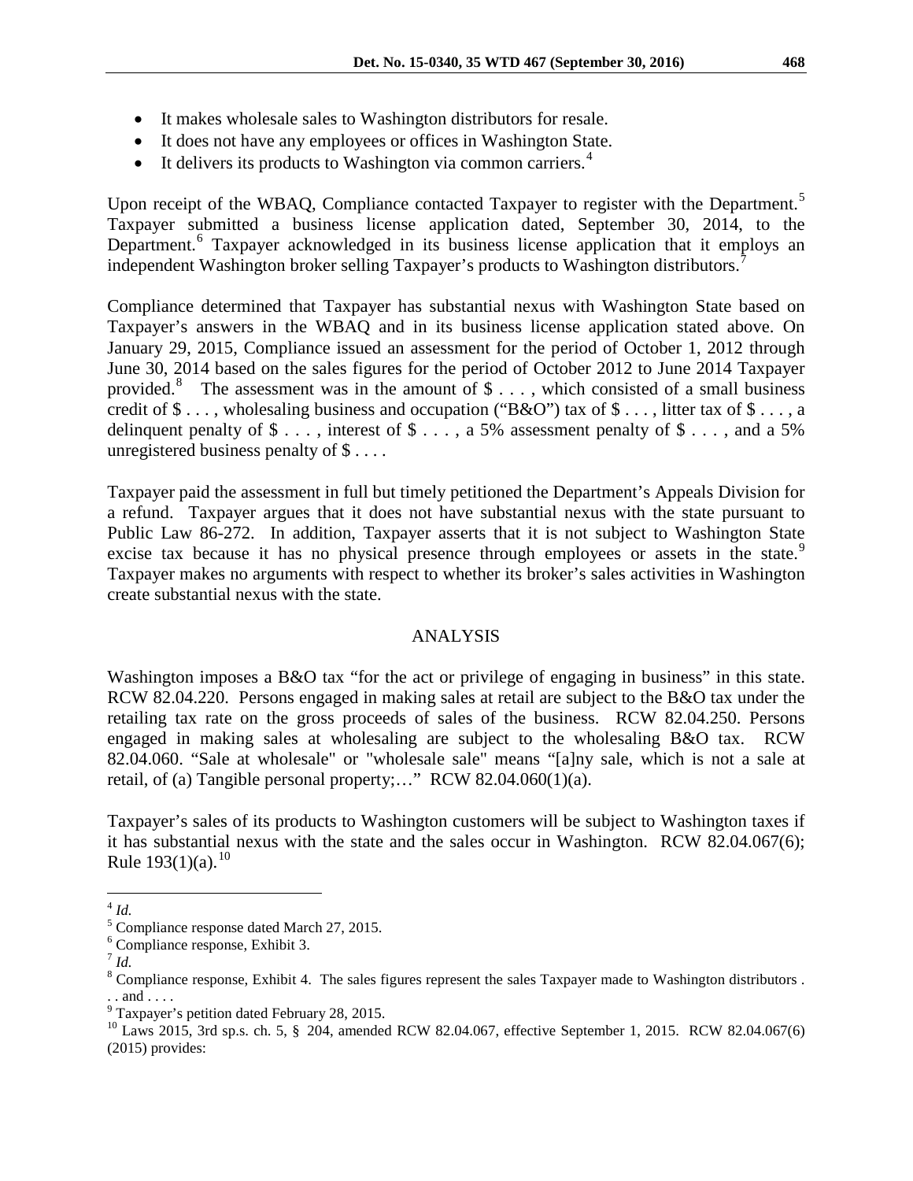- It makes wholesale sales to Washington distributors for resale.
- It does not have any employees or offices in Washington State.
- It delivers its products to Washington via common carriers.[4]

Upon receipt of the WBAQ, Compliance contacted Taxpayer to register with the Department.[5] Taxpayer submitted a business license application dated, September 30, 2014, to the Department.[6] Taxpayer acknowledged in its business license application that it employs an independent Washington broker selling Taxpayer's products to Washington distributors.[7]

Compliance determined that Taxpayer has substantial nexus with Washington State based on Taxpayer's answers in the WBAQ and in its business license application stated above. On January 29, 2015, Compliance issued an assessment for the period of October 1, 2012 through June 30, 2014 based on the sales figures for the period of October 2012 to June 2014 Taxpayer provided.[8] The assessment was in the amount of $ . . . , which consisted of a small business credit of $ . . . , wholesaling business and occupation ("B&O") tax of $ . . . , litter tax of $ . . . , a delinquent penalty of $ . . . , interest of $ . . . , a 5% assessment penalty of $ . . . , and a 5% unregistered business penalty of $ . . . .

Taxpayer paid the assessment in full but timely petitioned the Department's Appeals Division for a refund. Taxpayer argues that it does not have substantial nexus with the state pursuant to Public Law 86-272. In addition, Taxpayer asserts that it is not subject to Washington State excise tax because it has no physical presence through employees or assets in the state.[9] Taxpayer makes no arguments with respect to whether its broker's sales activities in Washington create substantial nexus with the state.

## ANALYSIS

Washington imposes a B&O tax "for the act or privilege of engaging in business" in this state. RCW 82.04.220. Persons engaged in making sales at retail are subject to the B&O tax under the retailing tax rate on the gross proceeds of sales of the business. RCW 82.04.250. Persons engaged in making sales at wholesaling are subject to the wholesaling B&O tax. RCW 82.04.060. "Sale at wholesale" or "wholesale sale" means "[a]ny sale, which is not a sale at retail, of (a) Tangible personal property;…" RCW 82.04.060(1)(a).

Taxpayer's sales of its products to Washington customers will be subject to Washington taxes if it has substantial nexus with the state and the sales occur in Washington. RCW 82.04.067(6); Rule 193(1)(a).[10]

---

[4] *Id.*

[5] Compliance response dated March 27, 2015.

[6] Compliance response, Exhibit 3.

[7] *Id.*

[8] Compliance response, Exhibit 4. The sales figures represent the sales Taxpayer made to Washington distributors . . . and . . . .

[9] Taxpayer's petition dated February 28, 2015.

[10] Laws 2015, 3rd sp.s. ch. 5, § 204, amended RCW 82.04.067, effective September 1, 2015. RCW 82.04.067(6) (2015) provides: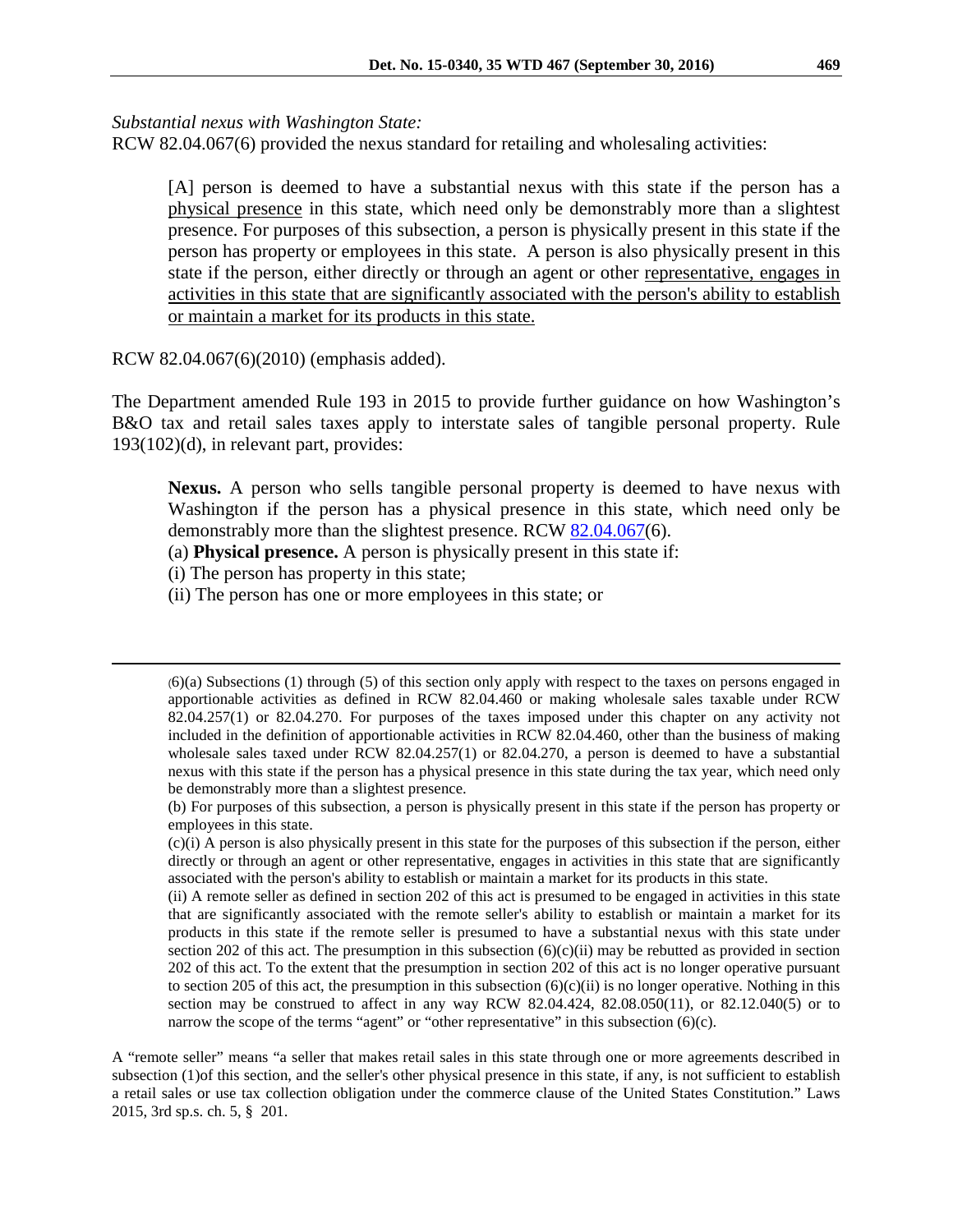*Substantial nexus with Washington State:*

RCW 82.04.067(6) provided the nexus standard for retailing and wholesaling activities:

> [A] person is deemed to have a substantial nexus with this state if the person has a <u>physical presence</u> in this state, which need only be demonstrably more than a slightest presence. For purposes of this subsection, a person is physically present in this state if the person has property or employees in this state. A person is also physically present in this state if the person, either directly or through an agent or other <u>representative, engages in activities in this state that are significantly associated with the person's ability to establish or maintain a market for its products in this state.</u>

RCW 82.04.067(6)(2010) (emphasis added).

The Department amended Rule 193 in 2015 to provide further guidance on how Washington's B&O tax and retail sales taxes apply to interstate sales of tangible personal property. Rule 193(102)(d), in relevant part, provides:

> **Nexus.** A person who sells tangible personal property is deemed to have nexus with Washington if the person has a physical presence in this state, which need only be demonstrably more than the slightest presence. RCW 82.04.067(6).
>
> (a) **Physical presence.** A person is physically present in this state if:
>
> (i) The person has property in this state;
>
> (ii) The person has one or more employees in this state; or

---

(6)(a) Subsections (1) through (5) of this section only apply with respect to the taxes on persons engaged in apportionable activities as defined in RCW 82.04.460 or making wholesale sales taxable under RCW 82.04.257(1) or 82.04.270. For purposes of the taxes imposed under this chapter on any activity not included in the definition of apportionable activities in RCW 82.04.460, other than the business of making wholesale sales taxed under RCW 82.04.257(1) or 82.04.270, a person is deemed to have a substantial nexus with this state if the person has a physical presence in this state during the tax year, which need only be demonstrably more than a slightest presence.

(b) For purposes of this subsection, a person is physically present in this state if the person has property or employees in this state.

(c)(i) A person is also physically present in this state for the purposes of this subsection if the person, either directly or through an agent or other representative, engages in activities in this state that are significantly associated with the person's ability to establish or maintain a market for its products in this state.

(ii) A remote seller as defined in section 202 of this act is presumed to be engaged in activities in this state that are significantly associated with the remote seller's ability to establish or maintain a market for its products in this state if the remote seller is presumed to have a substantial nexus with this state under section 202 of this act. The presumption in this subsection (6)(c)(ii) may be rebutted as provided in section 202 of this act. To the extent that the presumption in section 202 of this act is no longer operative pursuant to section 205 of this act, the presumption in this subsection (6)(c)(ii) is no longer operative. Nothing in this section may be construed to affect in any way RCW 82.04.424, 82.08.050(11), or 82.12.040(5) or to narrow the scope of the terms "agent" or "other representative" in this subsection (6)(c).

A "remote seller" means "a seller that makes retail sales in this state through one or more agreements described in subsection (1)of this section, and the seller's other physical presence in this state, if any, is not sufficient to establish a retail sales or use tax collection obligation under the commerce clause of the United States Constitution." Laws 2015, 3rd sp.s. ch. 5, § 201.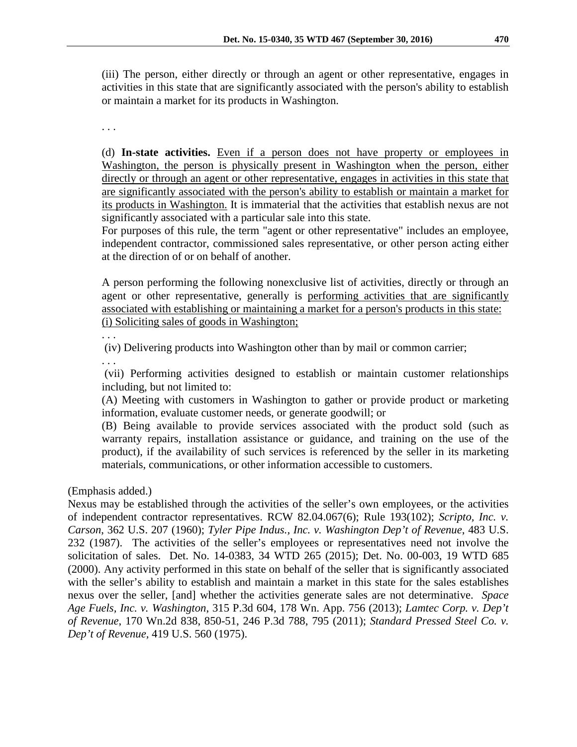(iii) The person, either directly or through an agent or other representative, engages in activities in this state that are significantly associated with the person's ability to establish or maintain a market for its products in Washington.

. . .

(d) **In-state activities.** Even if a person does not have property or employees in Washington, the person is physically present in Washington when the person, either directly or through an agent or other representative, engages in activities in this state that are significantly associated with the person's ability to establish or maintain a market for its products in Washington. It is immaterial that the activities that establish nexus are not significantly associated with a particular sale into this state.

For purposes of this rule, the term "agent or other representative" includes an employee, independent contractor, commissioned sales representative, or other person acting either at the direction of or on behalf of another.

A person performing the following nonexclusive list of activities, directly or through an agent or other representative, generally is performing activities that are significantly associated with establishing or maintaining a market for a person's products in this state:

(i) Soliciting sales of goods in Washington;

. . .

(iv) Delivering products into Washington other than by mail or common carrier;

. . .

(vii) Performing activities designed to establish or maintain customer relationships including, but not limited to:

(A) Meeting with customers in Washington to gather or provide product or marketing information, evaluate customer needs, or generate goodwill; or

(B) Being available to provide services associated with the product sold (such as warranty repairs, installation assistance or guidance, and training on the use of the product), if the availability of such services is referenced by the seller in its marketing materials, communications, or other information accessible to customers.

(Emphasis added.)

Nexus may be established through the activities of the seller's own employees, or the activities of independent contractor representatives. RCW 82.04.067(6); Rule 193(102); *Scripto, Inc. v. Carson*, 362 U.S. 207 (1960); *Tyler Pipe Indus., Inc. v. Washington Dep't of Revenue*, 483 U.S. 232 (1987). The activities of the seller's employees or representatives need not involve the solicitation of sales. Det. No. 14-0383, 34 WTD 265 (2015); Det. No. 00-003, 19 WTD 685 (2000). Any activity performed in this state on behalf of the seller that is significantly associated with the seller's ability to establish and maintain a market in this state for the sales establishes nexus over the seller, [and] whether the activities generate sales are not determinative. *Space Age Fuels, Inc. v. Washington*, 315 P.3d 604, 178 Wn. App. 756 (2013); *Lamtec Corp. v. Dep't of Revenue*, 170 Wn.2d 838, 850-51, 246 P.3d 788, 795 (2011); *Standard Pressed Steel Co. v. Dep't of Revenue*, 419 U.S. 560 (1975).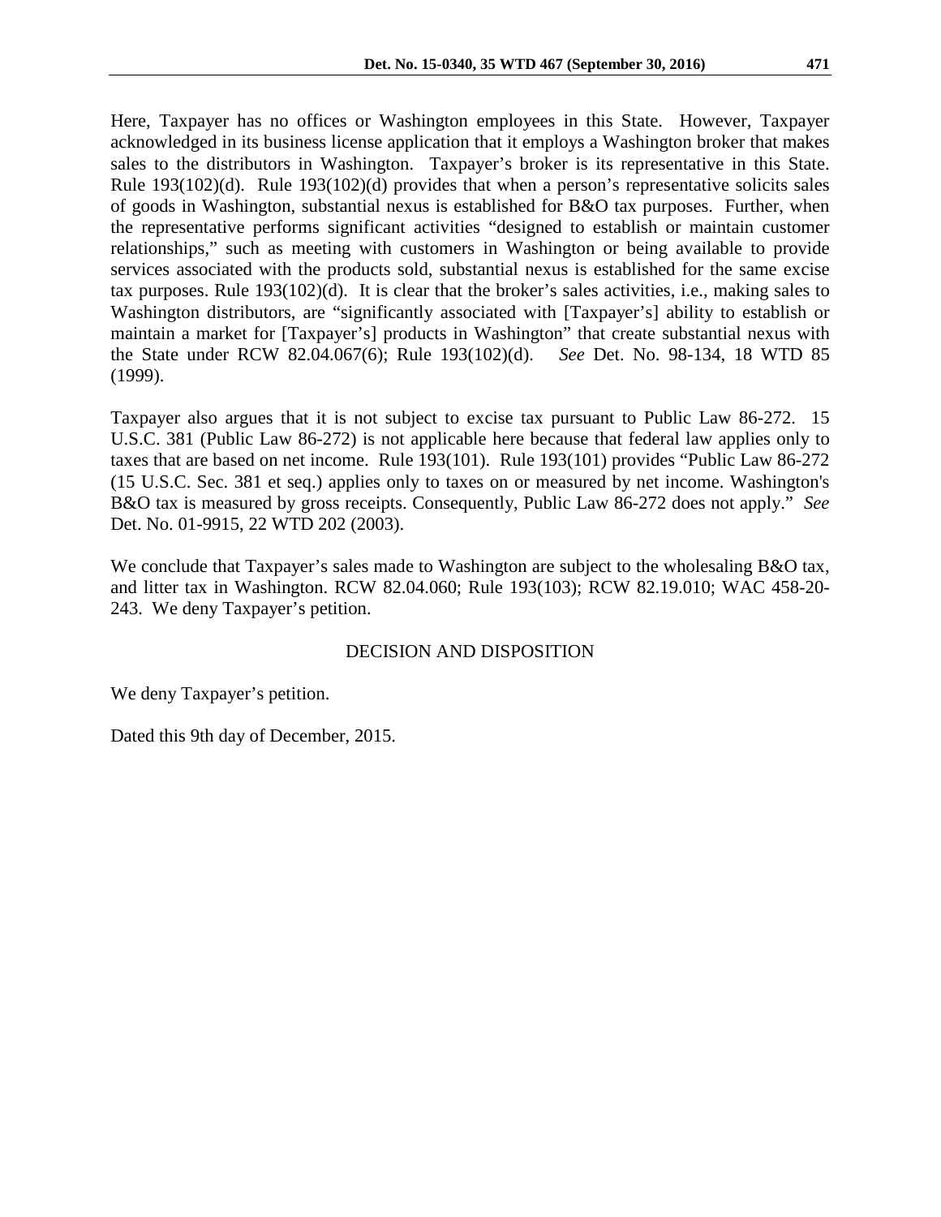Here, Taxpayer has no offices or Washington employees in this State. However, Taxpayer acknowledged in its business license application that it employs a Washington broker that makes sales to the distributors in Washington. Taxpayer's broker is its representative in this State. Rule 193(102)(d). Rule 193(102)(d) provides that when a person's representative solicits sales of goods in Washington, substantial nexus is established for B&O tax purposes. Further, when the representative performs significant activities "designed to establish or maintain customer relationships," such as meeting with customers in Washington or being available to provide services associated with the products sold, substantial nexus is established for the same excise tax purposes. Rule 193(102)(d). It is clear that the broker's sales activities, i.e., making sales to Washington distributors, are "significantly associated with [Taxpayer's] ability to establish or maintain a market for [Taxpayer's] products in Washington" that create substantial nexus with the State under RCW 82.04.067(6); Rule 193(102)(d). *See* Det. No. 98-134, 18 WTD 85 (1999).

Taxpayer also argues that it is not subject to excise tax pursuant to Public Law 86-272. 15 U.S.C. 381 (Public Law 86-272) is not applicable here because that federal law applies only to taxes that are based on net income. Rule 193(101). Rule 193(101) provides "Public Law 86-272 (15 U.S.C. Sec. 381 et seq.) applies only to taxes on or measured by net income. Washington's B&O tax is measured by gross receipts. Consequently, Public Law 86-272 does not apply." *See* Det. No. 01-9915, 22 WTD 202 (2003).

We conclude that Taxpayer's sales made to Washington are subject to the wholesaling B&O tax, and litter tax in Washington. RCW 82.04.060; Rule 193(103); RCW 82.19.010; WAC 458-20-243. We deny Taxpayer's petition.

## DECISION AND DISPOSITION

We deny Taxpayer's petition.

Dated this 9th day of December, 2015.